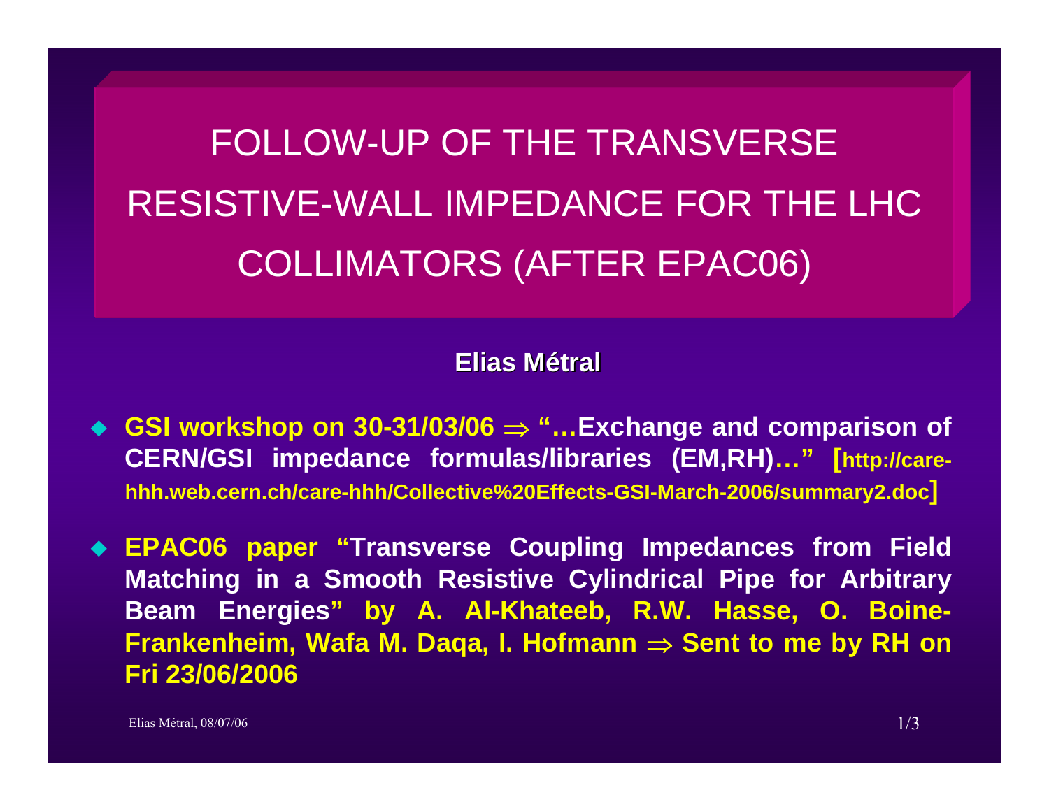# FOLLOW-UP OF THE TRANSVERSE RESISTIVE-WALL IMPEDANCE FOR THE LHC COLLIMATORS (AFTER EPAC06)

**Elias Métral**

- **GSI workshop on 30-31/03/06 $\Rightarrow$ "…Exchange and comparison of CERN/GSI impedance formulas/libraries (EM,RH)…" [http://care-hhh.web.cern.ch/care-hhh/Collective%20Effects-GSI-March-2006/summary2.doc]**

- **EPAC06 paper "Transverse Coupling Impedances from Field Matching in a Smooth Resistive Cylindrical Pipe for Arbitrary Beam Energies" by A. Al-Khateeb, R.W. Hasse, O. Boine-Frankenheim, Wafa M. Daqa, I. Hofmann $\Rightarrow$ Sent to me by RH on Fri 23/06/2006**

Elias Métral, 08/07/06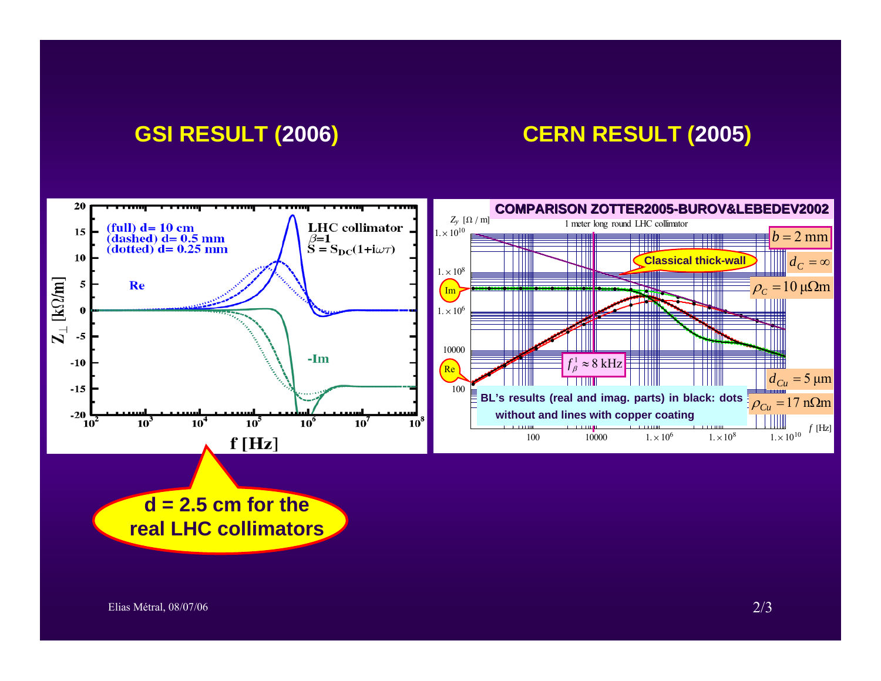## GSI RESULT (2006)

## CERN RESULT (2005)

(full) d= 10 cm
(dashed) d= 0.5 mm
(dotted) d= 0.25 mm

LHC collimator
$\beta$=1
$S = S_{DC}(1+i\omega\tau)$

Re

-Im

$Z_\perp$ [kΩ/m]

f [Hz]

**COMPARISON ZOTTER2005-BUROV&LEBEDEV2002**

$Z_y$ [Ω / m]

1 meter long round LHC collimator

$b = 2$ mm

Classical thick-wall

$d_C = \infty$

$\rho_C = 10\ \mu\Omega$m

Im

Re

$f_\beta^1 \approx 8$ kHz

$d_{Cu} = 5\ \mu$m

$\rho_{Cu} = 17$ nΩm

BL's results (real and imag. parts) in black: dots without and lines with copper coating

$f$ [Hz]

**d = 2.5 cm for the real LHC collimators**

Elias Métral, 08/07/06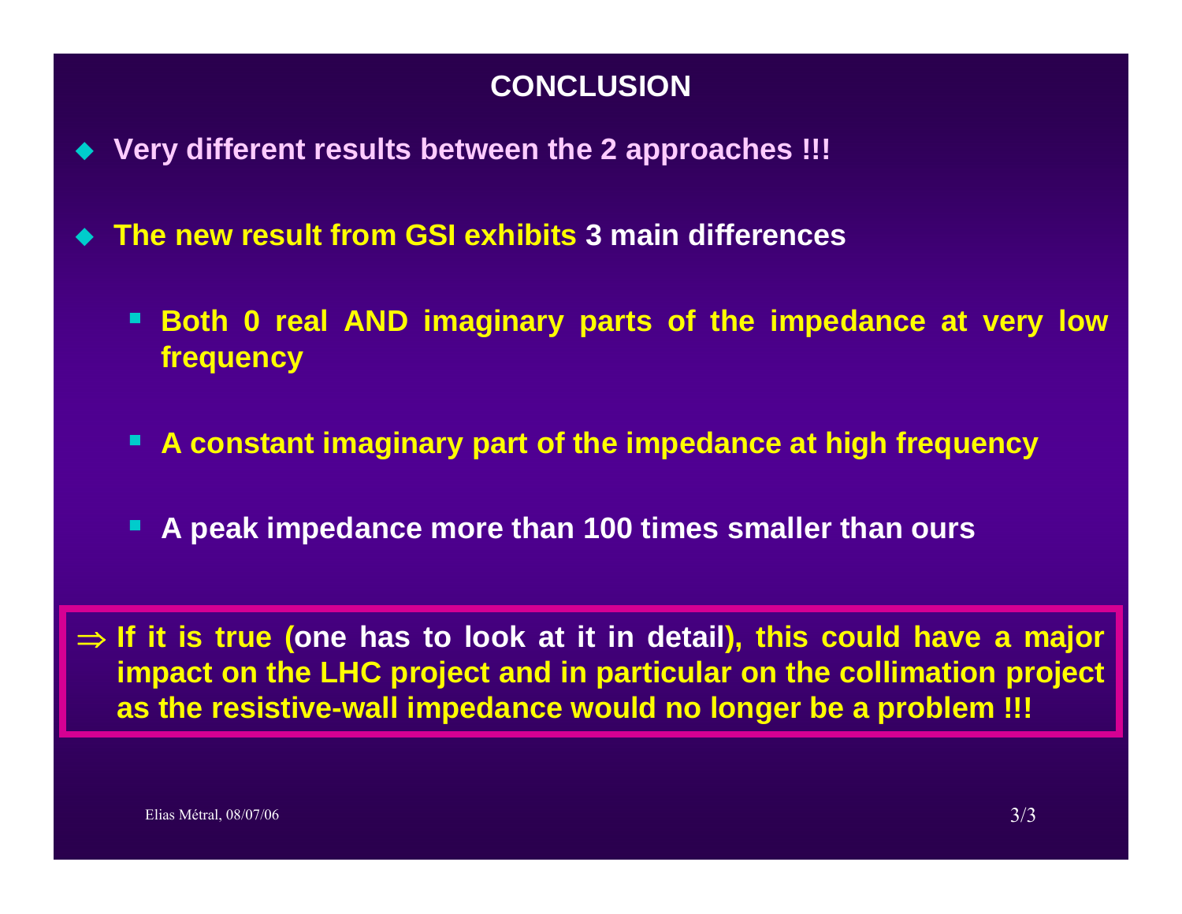# CONCLUSION

- **Very different results between the 2 approaches !!!**
- **The new result from GSI exhibits 3 main differences**
  - **Both 0 real AND imaginary parts of the impedance at very low frequency**
  - **A constant imaginary part of the impedance at high frequency**
  - **A peak impedance more than 100 times smaller than ours**

**⇒ If it is true (one has to look at it in detail), this could have a major impact on the LHC project and in particular on the collimation project as the resistive-wall impedance would no longer be a problem !!!**

Elias Métral, 08/07/06